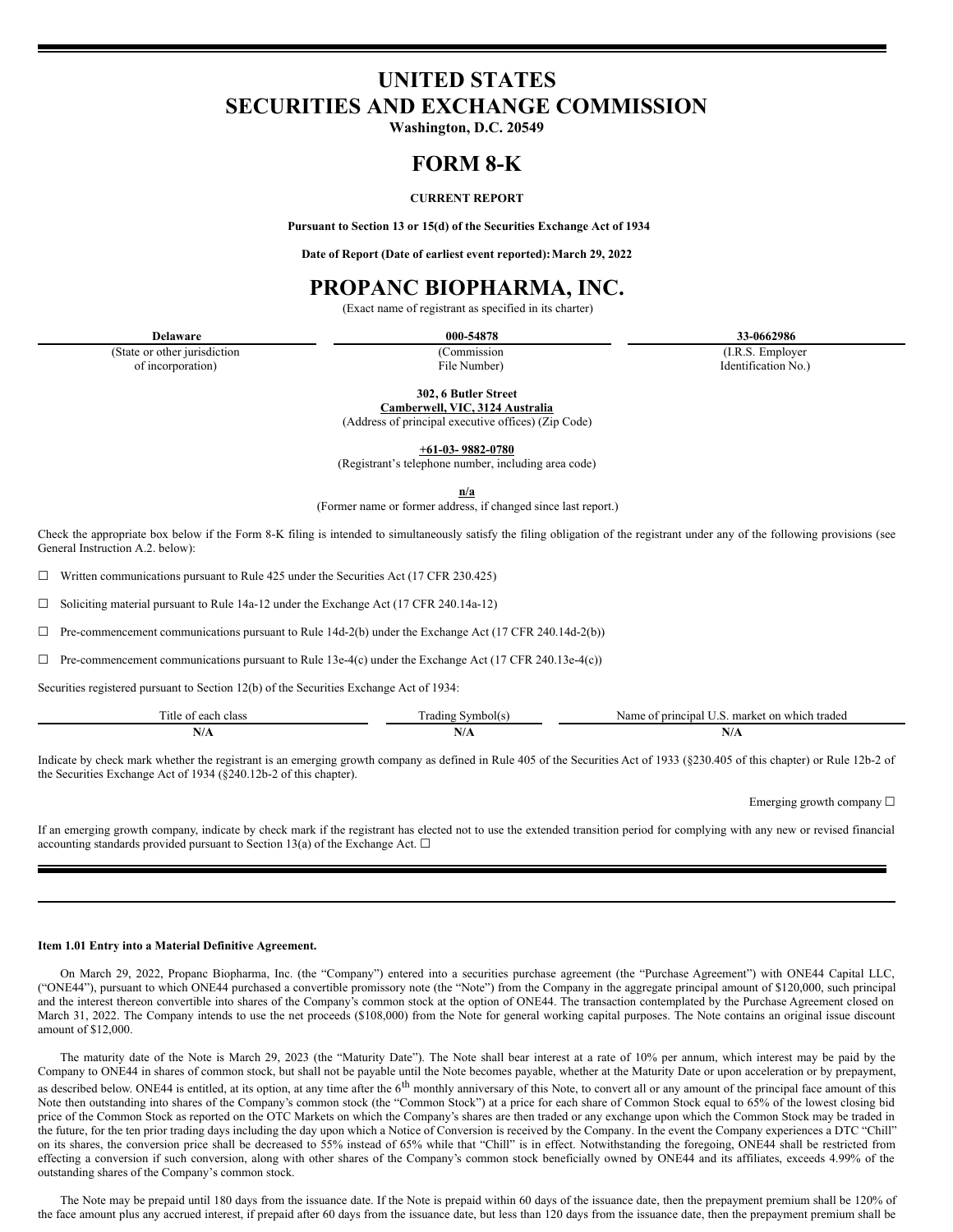# UNITED STATES
# SECURITIES AND EXCHANGE COMMISSION

**Washington, D.C. 20549**

# FORM 8-K

**CURRENT REPORT**

**Pursuant to Section 13 or 15(d) of the Securities Exchange Act of 1934**

**Date of Report (Date of earliest event reported): March 29, 2022**

# PROPANC BIOPHARMA, INC.

(Exact name of registrant as specified in its charter)

| **Delaware** | **000-54878** | **33-0662986** |
|---|---|---|
| (State or other jurisdiction of incorporation) | (Commission File Number) | (I.R.S. Employer Identification No.) |

**302, 6 Butler Street**
**Camberwell, VIC, 3124 Australia**
(Address of principal executive offices) (Zip Code)

**+61-03- 9882-0780**
(Registrant's telephone number, including area code)

**n/a**
(Former name or former address, if changed since last report.)

Check the appropriate box below if the Form 8-K filing is intended to simultaneously satisfy the filing obligation of the registrant under any of the following provisions (see General Instruction A.2. below):

☐ Written communications pursuant to Rule 425 under the Securities Act (17 CFR 230.425)

☐ Soliciting material pursuant to Rule 14a-12 under the Exchange Act (17 CFR 240.14a-12)

☐ Pre-commencement communications pursuant to Rule 14d-2(b) under the Exchange Act (17 CFR 240.14d-2(b))

☐ Pre-commencement communications pursuant to Rule 13e-4(c) under the Exchange Act (17 CFR 240.13e-4(c))

Securities registered pursuant to Section 12(b) of the Securities Exchange Act of 1934:

| Title of each class | Trading Symbol(s) | Name of principal U.S. market on which traded |
|---|---|---|
| **N/A** | **N/A** | **N/A** |

Indicate by check mark whether the registrant is an emerging growth company as defined in Rule 405 of the Securities Act of 1933 (§230.405 of this chapter) or Rule 12b-2 of the Securities Exchange Act of 1934 (§240.12b-2 of this chapter).

Emerging growth company ☐

If an emerging growth company, indicate by check mark if the registrant has elected not to use the extended transition period for complying with any new or revised financial accounting standards provided pursuant to Section 13(a) of the Exchange Act. ☐

**Item 1.01 Entry into a Material Definitive Agreement.**

On March 29, 2022, Propanc Biopharma, Inc. (the "Company") entered into a securities purchase agreement (the "Purchase Agreement") with ONE44 Capital LLC, ("ONE44"), pursuant to which ONE44 purchased a convertible promissory note (the "Note") from the Company in the aggregate principal amount of $120,000, such principal and the interest thereon convertible into shares of the Company's common stock at the option of ONE44. The transaction contemplated by the Purchase Agreement closed on March 31, 2022. The Company intends to use the net proceeds ($108,000) from the Note for general working capital purposes. The Note contains an original issue discount amount of $12,000.

The maturity date of the Note is March 29, 2023 (the "Maturity Date"). The Note shall bear interest at a rate of 10% per annum, which interest may be paid by the Company to ONE44 in shares of common stock, but shall not be payable until the Note becomes payable, whether at the Maturity Date or upon acceleration or by prepayment, as described below. ONE44 is entitled, at its option, at any time after the 6th monthly anniversary of this Note, to convert all or any amount of the principal face amount of this Note then outstanding into shares of the Company's common stock (the "Common Stock") at a price for each share of Common Stock equal to 65% of the lowest closing bid price of the Common Stock as reported on the OTC Markets on which the Company's shares are then traded or any exchange upon which the Common Stock may be traded in the future, for the ten prior trading days including the day upon which a Notice of Conversion is received by the Company. In the event the Company experiences a DTC "Chill" on its shares, the conversion price shall be decreased to 55% instead of 65% while that "Chill" is in effect. Notwithstanding the foregoing, ONE44 shall be restricted from effecting a conversion if such conversion, along with other shares of the Company's common stock beneficially owned by ONE44 and its affiliates, exceeds 4.99% of the outstanding shares of the Company's common stock.

The Note may be prepaid until 180 days from the issuance date. If the Note is prepaid within 60 days of the issuance date, then the prepayment premium shall be 120% of the face amount plus any accrued interest, if prepaid after 60 days from the issuance date, but less than 120 days from the issuance date, then the prepayment premium shall be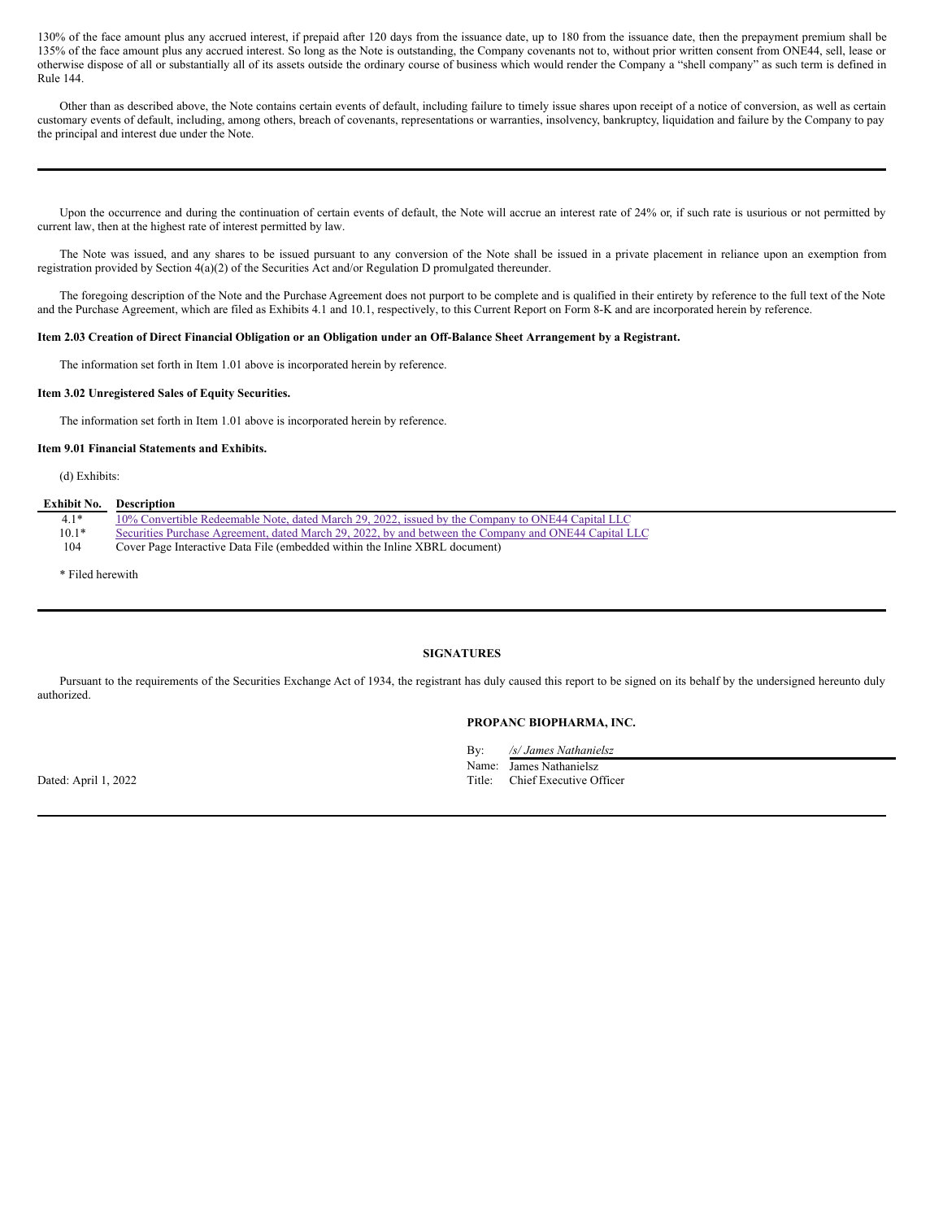130% of the face amount plus any accrued interest, if prepaid after 120 days from the issuance date, up to 180 from the issuance date, then the prepayment premium shall be 135% of the face amount plus any accrued interest. So long as the Note is outstanding, the Company covenants not to, without prior written consent from ONE44, sell, lease or otherwise dispose of all or substantially all of its assets outside the ordinary course of business which would render the Company a "shell company" as such term is defined in Rule 144.

Other than as described above, the Note contains certain events of default, including failure to timely issue shares upon receipt of a notice of conversion, as well as certain customary events of default, including, among others, breach of covenants, representations or warranties, insolvency, bankruptcy, liquidation and failure by the Company to pay the principal and interest due under the Note.

---

Upon the occurrence and during the continuation of certain events of default, the Note will accrue an interest rate of 24% or, if such rate is usurious or not permitted by current law, then at the highest rate of interest permitted by law.

The Note was issued, and any shares to be issued pursuant to any conversion of the Note shall be issued in a private placement in reliance upon an exemption from registration provided by Section 4(a)(2) of the Securities Act and/or Regulation D promulgated thereunder.

The foregoing description of the Note and the Purchase Agreement does not purport to be complete and is qualified in their entirety by reference to the full text of the Note and the Purchase Agreement, which are filed as Exhibits 4.1 and 10.1, respectively, to this Current Report on Form 8-K and are incorporated herein by reference.

**Item 2.03 Creation of Direct Financial Obligation or an Obligation under an Off-Balance Sheet Arrangement by a Registrant.**

The information set forth in Item 1.01 above is incorporated herein by reference.

**Item 3.02 Unregistered Sales of Equity Securities.**

The information set forth in Item 1.01 above is incorporated herein by reference.

**Item 9.01 Financial Statements and Exhibits.**

(d) Exhibits:

| Exhibit No. | Description |
| --- | --- |
| 4.1* | 10% Convertible Redeemable Note, dated March 29, 2022, issued by the Company to ONE44 Capital LLC |
| 10.1* | Securities Purchase Agreement, dated March 29, 2022, by and between the Company and ONE44 Capital LLC |
| 104 | Cover Page Interactive Data File (embedded within the Inline XBRL document) |

\* Filed herewith

---

**SIGNATURES**

Pursuant to the requirements of the Securities Exchange Act of 1934, the registrant has duly caused this report to be signed on its behalf by the undersigned hereunto duly authorized.

**PROPANC BIOPHARMA, INC.**

By: */s/ James Nathanielsz*
Name: James Nathanielsz
Title: Chief Executive Officer

Dated: April 1, 2022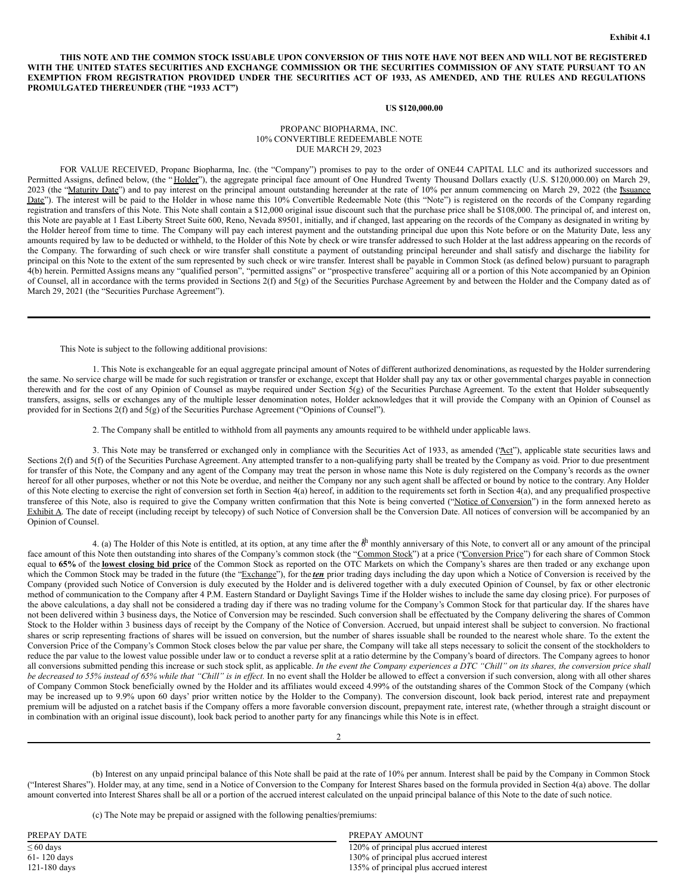**Exhibit 4.1**

**THIS NOTE AND THE COMMON STOCK ISSUABLE UPON CONVERSION OF THIS NOTE HAVE NOT BEEN AND WILL NOT BE REGISTERED WITH THE UNITED STATES SECURITIES AND EXCHANGE COMMISSION OR THE SECURITIES COMMISSION OF ANY STATE PURSUANT TO AN EXEMPTION FROM REGISTRATION PROVIDED UNDER THE SECURITIES ACT OF 1933, AS AMENDED, AND THE RULES AND REGULATIONS PROMULGATED THEREUNDER (THE "1933 ACT")**

**US $120,000.00**

PROPANC BIOPHARMA, INC.
10% CONVERTIBLE REDEEMABLE NOTE
DUE MARCH 29, 2023

FOR VALUE RECEIVED, Propanc Biopharma, Inc. (the "Company") promises to pay to the order of ONE44 CAPITAL LLC and its authorized successors and Permitted Assigns, defined below, (the "Holder"), the aggregate principal face amount of One Hundred Twenty Thousand Dollars exactly (U.S. $120,000.00) on March 29, 2023 (the "Maturity Date") and to pay interest on the principal amount outstanding hereunder at the rate of 10% per annum commencing on March 29, 2022 (the "Issuance Date"). The interest will be paid to the Holder in whose name this 10% Convertible Redeemable Note (this "Note") is registered on the records of the Company regarding registration and transfers of this Note. This Note shall contain a $12,000 original issue discount such that the purchase price shall be $108,000. The principal of, and interest on, this Note are payable at 1 East Liberty Street Suite 600, Reno, Nevada 89501, initially, and if changed, last appearing on the records of the Company as designated in writing by the Holder hereof from time to time. The Company will pay each interest payment and the outstanding principal due upon this Note before or on the Maturity Date, less any amounts required by law to be deducted or withheld, to the Holder of this Note by check or wire transfer addressed to such Holder at the last address appearing on the records of the Company. The forwarding of such check or wire transfer shall constitute a payment of outstanding principal hereunder and shall satisfy and discharge the liability for principal on this Note to the extent of the sum represented by such check or wire transfer. Interest shall be payable in Common Stock (as defined below) pursuant to paragraph 4(b) herein. Permitted Assigns means any "qualified person", "permitted assigns" or "prospective transferee" acquiring all or a portion of this Note accompanied by an Opinion of Counsel, all in accordance with the terms provided in Sections 2(f) and 5(g) of the Securities Purchase Agreement by and between the Holder and the Company dated as of March 29, 2021 (the "Securities Purchase Agreement").

---

This Note is subject to the following additional provisions:

1. This Note is exchangeable for an equal aggregate principal amount of Notes of different authorized denominations, as requested by the Holder surrendering the same. No service charge will be made for such registration or transfer or exchange, except that Holder shall pay any tax or other governmental charges payable in connection therewith and for the cost of any Opinion of Counsel as maybe required under Section 5(g) of the Securities Purchase Agreement. To the extent that Holder subsequently transfers, assigns, sells or exchanges any of the multiple lesser denomination notes, Holder acknowledges that it will provide the Company with an Opinion of Counsel as provided for in Sections 2(f) and 5(g) of the Securities Purchase Agreement ("Opinions of Counsel").

2. The Company shall be entitled to withhold from all payments any amounts required to be withheld under applicable laws.

3. This Note may be transferred or exchanged only in compliance with the Securities Act of 1933, as amended ("Act"), applicable state securities laws and Sections 2(f) and 5(f) of the Securities Purchase Agreement. Any attempted transfer to a non-qualifying party shall be treated by the Company as void. Prior to due presentment for transfer of this Note, the Company and any agent of the Company may treat the person in whose name this Note is duly registered on the Company's records as the owner hereof for all other purposes, whether or not this Note be overdue, and neither the Company nor any such agent shall be affected or bound by notice to the contrary. Any Holder of this Note electing to exercise the right of conversion set forth in Section 4(a) hereof, in addition to the requirements set forth in Section 4(a), and any prequalified prospective transferee of this Note, also is required to give the Company written confirmation that this Note is being converted ("Notice of Conversion") in the form annexed hereto as Exhibit A. The date of receipt (including receipt by telecopy) of such Notice of Conversion shall be the Conversion Date. All notices of conversion will be accompanied by an Opinion of Counsel.

4. (a) The Holder of this Note is entitled, at its option, at any time after the 6th monthly anniversary of this Note, to convert all or any amount of the principal face amount of this Note then outstanding into shares of the Company's common stock (the "Common Stock") at a price ("Conversion Price") for each share of Common Stock equal to **65%** of the **lowest closing bid price** of the Common Stock as reported on the OTC Markets on which the Company's shares are then traded or any exchange upon which the Common Stock may be traded in the future (the "Exchange"), for the ***ten*** prior trading days including the day upon which a Notice of Conversion is received by the Company (provided such Notice of Conversion is duly executed by the Holder and is delivered together with a duly executed Opinion of Counsel, by fax or other electronic method of communication to the Company after 4 P.M. Eastern Standard or Daylight Savings Time if the Holder wishes to include the same day closing price). For purposes of the above calculations, a day shall not be considered a trading day if there was no trading volume for the Company's Common Stock for that particular day. If the shares have not been delivered within 3 business days, the Notice of Conversion may be rescinded. Such conversion shall be effectuated by the Company delivering the shares of Common Stock to the Holder within 3 business days of receipt by the Company of the Notice of Conversion. Accrued, but unpaid interest shall be subject to conversion. No fractional shares or scrip representing fractions of shares will be issued on conversion, but the number of shares issuable shall be rounded to the nearest whole share. To the extent the Conversion Price of the Company's Common Stock closes below the par value per share, the Company will take all steps necessary to solicit the consent of the stockholders to reduce the par value to the lowest value possible under law or to conduct a reverse split at a ratio determine by the Company's board of directors. The Company agrees to honor all conversions submitted pending this increase or such stock split, as applicable. *In the event the Company experiences a DTC "Chill" on its shares, the conversion price shall be decreased to 55% instead of 65% while that "Chill" is in effect.* In no event shall the Holder be allowed to effect a conversion if such conversion, along with all other shares of Company Common Stock beneficially owned by the Holder and its affiliates would exceed 4.99% of the outstanding shares of the Common Stock of the Company (which may be increased up to 9.9% upon 60 days' prior written notice by the Holder to the Company). The conversion discount, look back period, interest rate and prepayment premium will be adjusted on a ratchet basis if the Company offers a more favorable conversion discount, prepayment rate, interest rate, (whether through a straight discount or in combination with an original issue discount), look back period to another party for any financings while this Note is in effect.

---

(b) Interest on any unpaid principal balance of this Note shall be paid at the rate of 10% per annum. Interest shall be paid by the Company in Common Stock ("Interest Shares"). Holder may, at any time, send in a Notice of Conversion to the Company for Interest Shares based on the formula provided in Section 4(a) above. The dollar amount converted into Interest Shares shall be all or a portion of the accrued interest calculated on the unpaid principal balance of this Note to the date of such notice.

(c) The Note may be prepaid or assigned with the following penalties/premiums:

| PREPAY DATE | PREPAY AMOUNT |
|---|---|
| ≤ 60 days | 120% of principal plus accrued interest |
| 61- 120 days | 130% of principal plus accrued interest |
| 121-180 days | 135% of principal plus accrued interest |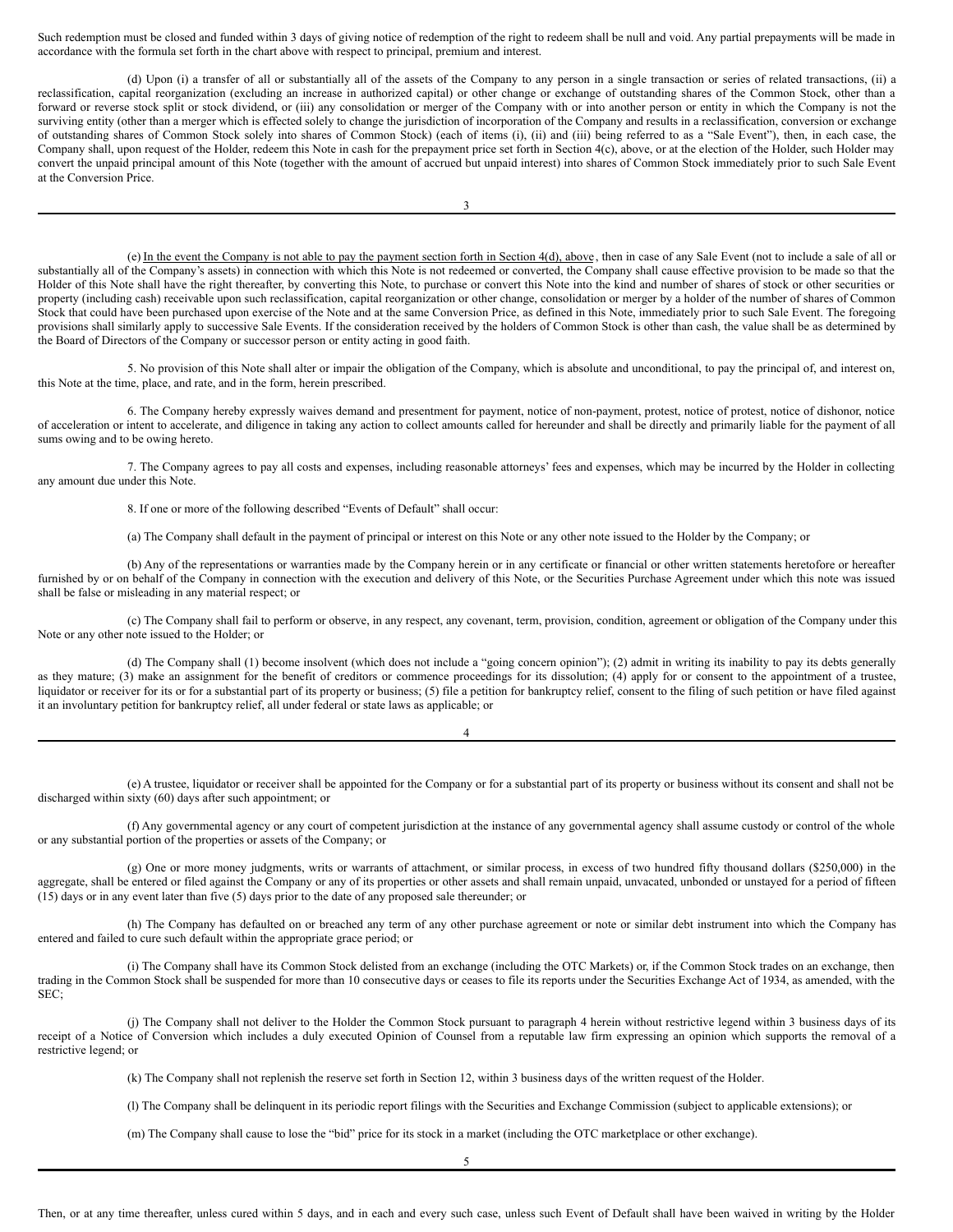Such redemption must be closed and funded within 3 days of giving notice of redemption of the right to redeem shall be null and void. Any partial prepayments will be made in accordance with the formula set forth in the chart above with respect to principal, premium and interest.

(d) Upon (i) a transfer of all or substantially all of the assets of the Company to any person in a single transaction or series of related transactions, (ii) a reclassification, capital reorganization (excluding an increase in authorized capital) or other change or exchange of outstanding shares of the Common Stock, other than a forward or reverse stock split or stock dividend, or (iii) any consolidation or merger of the Company with or into another person or entity in which the Company is not the surviving entity (other than a merger which is effected solely to change the jurisdiction of incorporation of the Company and results in a reclassification, conversion or exchange of outstanding shares of Common Stock solely into shares of Common Stock) (each of items (i), (ii) and (iii) being referred to as a "Sale Event"), then, in each case, the Company shall, upon request of the Holder, redeem this Note in cash for the prepayment price set forth in Section 4(c), above, or at the election of the Holder, such Holder may convert the unpaid principal amount of this Note (together with the amount of accrued but unpaid interest) into shares of Common Stock immediately prior to such Sale Event at the Conversion Price.

(e) In the event the Company is not able to pay the payment section forth in Section 4(d), above, then in case of any Sale Event (not to include a sale of all or substantially all of the Company's assets) in connection with which this Note is not redeemed or converted, the Company shall cause effective provision to be made so that the Holder of this Note shall have the right thereafter, by converting this Note, to purchase or convert this Note into the kind and number of shares of stock or other securities or property (including cash) receivable upon such reclassification, capital reorganization or other change, consolidation or merger by a holder of the number of shares of Common Stock that could have been purchased upon exercise of the Note and at the same Conversion Price, as defined in this Note, immediately prior to such Sale Event. The foregoing provisions shall similarly apply to successive Sale Events. If the consideration received by the holders of Common Stock is other than cash, the value shall be as determined by the Board of Directors of the Company or successor person or entity acting in good faith.

5. No provision of this Note shall alter or impair the obligation of the Company, which is absolute and unconditional, to pay the principal of, and interest on, this Note at the time, place, and rate, and in the form, herein prescribed.

6. The Company hereby expressly waives demand and presentment for payment, notice of non-payment, protest, notice of protest, notice of dishonor, notice of acceleration or intent to accelerate, and diligence in taking any action to collect amounts called for hereunder and shall be directly and primarily liable for the payment of all sums owing and to be owing hereto.

7. The Company agrees to pay all costs and expenses, including reasonable attorneys' fees and expenses, which may be incurred by the Holder in collecting any amount due under this Note.

8. If one or more of the following described "Events of Default" shall occur:

(a) The Company shall default in the payment of principal or interest on this Note or any other note issued to the Holder by the Company; or

(b) Any of the representations or warranties made by the Company herein or in any certificate or financial or other written statements heretofore or hereafter furnished by or on behalf of the Company in connection with the execution and delivery of this Note, or the Securities Purchase Agreement under which this note was issued shall be false or misleading in any material respect; or

(c) The Company shall fail to perform or observe, in any respect, any covenant, term, provision, condition, agreement or obligation of the Company under this Note or any other note issued to the Holder; or

(d) The Company shall (1) become insolvent (which does not include a "going concern opinion"); (2) admit in writing its inability to pay its debts generally as they mature; (3) make an assignment for the benefit of creditors or commence proceedings for its dissolution; (4) apply for or consent to the appointment of a trustee, liquidator or receiver for its or for a substantial part of its property or business; (5) file a petition for bankruptcy relief, consent to the filing of such petition or have filed against it an involuntary petition for bankruptcy relief, all under federal or state laws as applicable; or

(e) A trustee, liquidator or receiver shall be appointed for the Company or for a substantial part of its property or business without its consent and shall not be discharged within sixty (60) days after such appointment; or

(f) Any governmental agency or any court of competent jurisdiction at the instance of any governmental agency shall assume custody or control of the whole or any substantial portion of the properties or assets of the Company; or

(g) One or more money judgments, writs or warrants of attachment, or similar process, in excess of two hundred fifty thousand dollars ($250,000) in the aggregate, shall be entered or filed against the Company or any of its properties or other assets and shall remain unpaid, unvacated, unbonded or unstayed for a period of fifteen (15) days or in any event later than five (5) days prior to the date of any proposed sale thereunder; or

(h) The Company has defaulted on or breached any term of any other purchase agreement or note or similar debt instrument into which the Company has entered and failed to cure such default within the appropriate grace period; or

(i) The Company shall have its Common Stock delisted from an exchange (including the OTC Markets) or, if the Common Stock trades on an exchange, then trading in the Common Stock shall be suspended for more than 10 consecutive days or ceases to file its reports under the Securities Exchange Act of 1934, as amended, with the SEC;

(j) The Company shall not deliver to the Holder the Common Stock pursuant to paragraph 4 herein without restrictive legend within 3 business days of its receipt of a Notice of Conversion which includes a duly executed Opinion of Counsel from a reputable law firm expressing an opinion which supports the removal of a restrictive legend; or

(k) The Company shall not replenish the reserve set forth in Section 12, within 3 business days of the written request of the Holder.

(l) The Company shall be delinquent in its periodic report filings with the Securities and Exchange Commission (subject to applicable extensions); or

(m) The Company shall cause to lose the "bid" price for its stock in a market (including the OTC marketplace or other exchange).

Then, or at any time thereafter, unless cured within 5 days, and in each and every such case, unless such Event of Default shall have been waived in writing by the Holder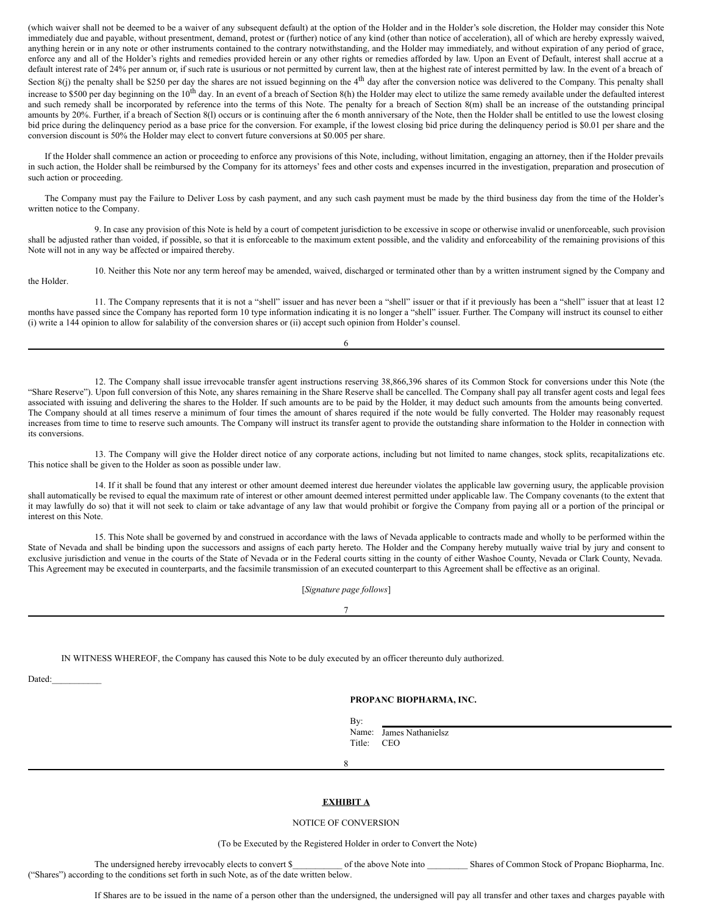(which waiver shall not be deemed to be a waiver of any subsequent default) at the option of the Holder and in the Holder's sole discretion, the Holder may consider this Note immediately due and payable, without presentment, demand, protest or (further) notice of any kind (other than notice of acceleration), all of which are hereby expressly waived, anything herein or in any note or other instruments contained to the contrary notwithstanding, and the Holder may immediately, and without expiration of any period of grace, enforce any and all of the Holder's rights and remedies provided herein or any other rights or remedies afforded by law. Upon an Event of Default, interest shall accrue at a default interest rate of 24% per annum or, if such rate is usurious or not permitted by current law, then at the highest rate of interest permitted by law. In the event of a breach of Section 8(j) the penalty shall be $250 per day the shares are not issued beginning on the 4th day after the conversion notice was delivered to the Company. This penalty shall increase to $500 per day beginning on the 10th day. In an event of a breach of Section 8(h) the Holder may elect to utilize the same remedy available under the defaulted interest and such remedy shall be incorporated by reference into the terms of this Note. The penalty for a breach of Section 8(m) shall be an increase of the outstanding principal amounts by 20%. Further, if a breach of Section 8(l) occurs or is continuing after the 6 month anniversary of the Note, then the Holder shall be entitled to use the lowest closing bid price during the delinquency period as a base price for the conversion. For example, if the lowest closing bid price during the delinquency period is $0.01 per share and the conversion discount is 50% the Holder may elect to convert future conversions at $0.005 per share.

If the Holder shall commence an action or proceeding to enforce any provisions of this Note, including, without limitation, engaging an attorney, then if the Holder prevails in such action, the Holder shall be reimbursed by the Company for its attorneys' fees and other costs and expenses incurred in the investigation, preparation and prosecution of such action or proceeding.

The Company must pay the Failure to Deliver Loss by cash payment, and any such cash payment must be made by the third business day from the time of the Holder's written notice to the Company.

9. In case any provision of this Note is held by a court of competent jurisdiction to be excessive in scope or otherwise invalid or unenforceable, such provision shall be adjusted rather than voided, if possible, so that it is enforceable to the maximum extent possible, and the validity and enforceability of the remaining provisions of this Note will not in any way be affected or impaired thereby.

10. Neither this Note nor any term hereof may be amended, waived, discharged or terminated other than by a written instrument signed by the Company and the Holder.

11. The Company represents that it is not a "shell" issuer and has never been a "shell" issuer or that if it previously has been a "shell" issuer that at least 12 months have passed since the Company has reported form 10 type information indicating it is no longer a "shell" issuer. Further. The Company will instruct its counsel to either (i) write a 144 opinion to allow for salability of the conversion shares or (ii) accept such opinion from Holder's counsel.

12. The Company shall issue irrevocable transfer agent instructions reserving 38,866,396 shares of its Common Stock for conversions under this Note (the "Share Reserve"). Upon full conversion of this Note, any shares remaining in the Share Reserve shall be cancelled. The Company shall pay all transfer agent costs and legal fees associated with issuing and delivering the shares to the Holder. If such amounts are to be paid by the Holder, it may deduct such amounts from the amounts being converted. The Company should at all times reserve a minimum of four times the amount of shares required if the note would be fully converted. The Holder may reasonably request increases from time to time to reserve such amounts. The Company will instruct its transfer agent to provide the outstanding share information to the Holder in connection with its conversions.

13. The Company will give the Holder direct notice of any corporate actions, including but not limited to name changes, stock splits, recapitalizations etc. This notice shall be given to the Holder as soon as possible under law.

14. If it shall be found that any interest or other amount deemed interest due hereunder violates the applicable law governing usury, the applicable provision shall automatically be revised to equal the maximum rate of interest or other amount deemed interest permitted under applicable law. The Company covenants (to the extent that it may lawfully do so) that it will not seek to claim or take advantage of any law that would prohibit or forgive the Company from paying all or a portion of the principal or interest on this Note.

15. This Note shall be governed by and construed in accordance with the laws of Nevada applicable to contracts made and wholly to be performed within the State of Nevada and shall be binding upon the successors and assigns of each party hereto. The Holder and the Company hereby mutually waive trial by jury and consent to exclusive jurisdiction and venue in the courts of the State of Nevada or in the Federal courts sitting in the county of either Washoe County, Nevada or Clark County, Nevada. This Agreement may be executed in counterparts, and the facsimile transmission of an executed counterpart to this Agreement shall be effective as an original.

[*Signature page follows*]

IN WITNESS WHEREOF, the Company has caused this Note to be duly executed by an officer thereunto duly authorized.

Dated:___________

**PROPANC BIOPHARMA, INC.**

By: ______________________
Name: James Nathanielsz
Title: CEO

**EXHIBIT A**

NOTICE OF CONVERSION

(To be Executed by the Registered Holder in order to Convert the Note)

The undersigned hereby irrevocably elects to convert $___________ of the above Note into _________ Shares of Common Stock of Propanc Biopharma, Inc. ("Shares") according to the conditions set forth in such Note, as of the date written below.

If Shares are to be issued in the name of a person other than the undersigned, the undersigned will pay all transfer and other taxes and charges payable with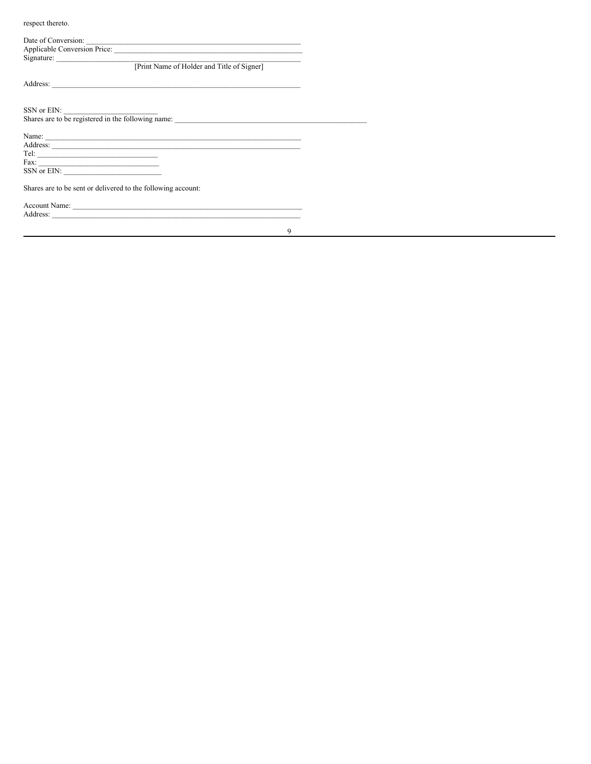respect thereto.

Date of Conversion: ____________________________________________________________

Applicable Conversion Price: _____________________________________________________

Signature: ________________________________________________________________

[Print Name of Holder and Title of Signer]

Address: _________________________________________________________________

SSN or EIN: __________________________

Shares are to be registered in the following name: _____________________________________________________

Name: ___________________________________________________________________

Address: _________________________________________________________________

Tel: _________________________________

Fax: _________________________________

SSN or EIN: __________________________

Shares are to be sent or delivered to the following account:

Account Name: ____________________________________________________________

Address: _________________________________________________________________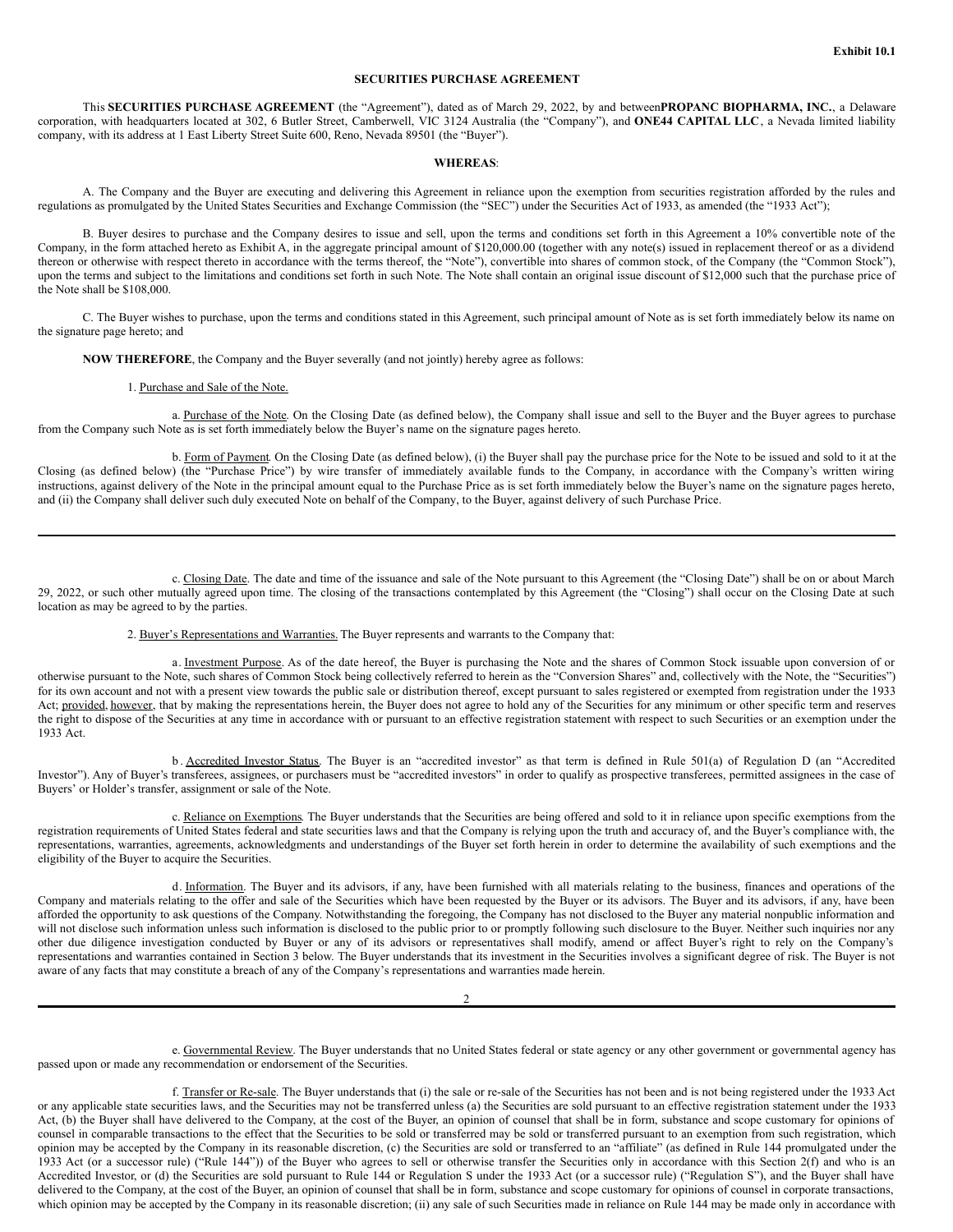**Exhibit 10.1**

**SECURITIES PURCHASE AGREEMENT**

This **SECURITIES PURCHASE AGREEMENT** (the "Agreement"), dated as of March 29, 2022, by and between**PROPANC BIOPHARMA, INC.**, a Delaware corporation, with headquarters located at 302, 6 Butler Street, Camberwell, VIC 3124 Australia (the "Company"), and **ONE44 CAPITAL LLC**, a Nevada limited liability company, with its address at 1 East Liberty Street Suite 600, Reno, Nevada 89501 (the "Buyer").

**WHEREAS**:

A. The Company and the Buyer are executing and delivering this Agreement in reliance upon the exemption from securities registration afforded by the rules and regulations as promulgated by the United States Securities and Exchange Commission (the "SEC") under the Securities Act of 1933, as amended (the "1933 Act");

B. Buyer desires to purchase and the Company desires to issue and sell, upon the terms and conditions set forth in this Agreement a 10% convertible note of the Company, in the form attached hereto as Exhibit A, in the aggregate principal amount of $120,000.00 (together with any note(s) issued in replacement thereof or as a dividend thereon or otherwise with respect thereto in accordance with the terms thereof, the "Note"), convertible into shares of common stock, of the Company (the "Common Stock"), upon the terms and subject to the limitations and conditions set forth in such Note. The Note shall contain an original issue discount of $12,000 such that the purchase price of the Note shall be $108,000.

C. The Buyer wishes to purchase, upon the terms and conditions stated in this Agreement, such principal amount of Note as is set forth immediately below its name on the signature page hereto; and

**NOW THEREFORE**, the Company and the Buyer severally (and not jointly) hereby agree as follows:

1. Purchase and Sale of the Note.

a. Purchase of the Note. On the Closing Date (as defined below), the Company shall issue and sell to the Buyer and the Buyer agrees to purchase from the Company such Note as is set forth immediately below the Buyer's name on the signature pages hereto.

b. Form of Payment. On the Closing Date (as defined below), (i) the Buyer shall pay the purchase price for the Note to be issued and sold to it at the Closing (as defined below) (the "Purchase Price") by wire transfer of immediately available funds to the Company, in accordance with the Company's written wiring instructions, against delivery of the Note in the principal amount equal to the Purchase Price as is set forth immediately below the Buyer's name on the signature pages hereto, and (ii) the Company shall deliver such duly executed Note on behalf of the Company, to the Buyer, against delivery of such Purchase Price.

c. Closing Date. The date and time of the issuance and sale of the Note pursuant to this Agreement (the "Closing Date") shall be on or about March 29, 2022, or such other mutually agreed upon time. The closing of the transactions contemplated by this Agreement (the "Closing") shall occur on the Closing Date at such location as may be agreed to by the parties.

2. Buyer's Representations and Warranties. The Buyer represents and warrants to the Company that:

a. Investment Purpose. As of the date hereof, the Buyer is purchasing the Note and the shares of Common Stock issuable upon conversion of or otherwise pursuant to the Note, such shares of Common Stock being collectively referred to herein as the "Conversion Shares" and, collectively with the Note, the "Securities") for its own account and not with a present view towards the public sale or distribution thereof, except pursuant to sales registered or exempted from registration under the 1933 Act; provided, however, that by making the representations herein, the Buyer does not agree to hold any of the Securities for any minimum or other specific term and reserves the right to dispose of the Securities at any time in accordance with or pursuant to an effective registration statement with respect to such Securities or an exemption under the 1933 Act.

b. Accredited Investor Status. The Buyer is an "accredited investor" as that term is defined in Rule 501(a) of Regulation D (an "Accredited Investor"). Any of Buyer's transferees, assignees, or purchasers must be "accredited investors" in order to qualify as prospective transferees, permitted assignees in the case of Buyers' or Holder's transfer, assignment or sale of the Note.

c. Reliance on Exemptions. The Buyer understands that the Securities are being offered and sold to it in reliance upon specific exemptions from the registration requirements of United States federal and state securities laws and that the Company is relying upon the truth and accuracy of, and the Buyer's compliance with, the representations, warranties, agreements, acknowledgments and understandings of the Buyer set forth herein in order to determine the availability of such exemptions and the eligibility of the Buyer to acquire the Securities.

d. Information. The Buyer and its advisors, if any, have been furnished with all materials relating to the business, finances and operations of the Company and materials relating to the offer and sale of the Securities which have been requested by the Buyer or its advisors. The Buyer and its advisors, if any, have been afforded the opportunity to ask questions of the Company. Notwithstanding the foregoing, the Company has not disclosed to the Buyer any material nonpublic information and will not disclose such information unless such information is disclosed to the public prior to or promptly following such disclosure to the Buyer. Neither such inquiries nor any other due diligence investigation conducted by Buyer or any of its advisors or representatives shall modify, amend or affect Buyer's right to rely on the Company's representations and warranties contained in Section 3 below. The Buyer understands that its investment in the Securities involves a significant degree of risk. The Buyer is not aware of any facts that may constitute a breach of any of the Company's representations and warranties made herein.

e. Governmental Review. The Buyer understands that no United States federal or state agency or any other government or governmental agency has passed upon or made any recommendation or endorsement of the Securities.

f. Transfer or Re-sale. The Buyer understands that (i) the sale or re-sale of the Securities has not been and is not being registered under the 1933 Act or any applicable state securities laws, and the Securities may not be transferred unless (a) the Securities are sold pursuant to an effective registration statement under the 1933 Act, (b) the Buyer shall have delivered to the Company, at the cost of the Buyer, an opinion of counsel that shall be in form, substance and scope customary for opinions of counsel in comparable transactions to the effect that the Securities to be sold or transferred may be sold or transferred pursuant to an exemption from such registration, which opinion may be accepted by the Company in its reasonable discretion, (c) the Securities are sold or transferred to an "affiliate" (as defined in Rule 144 promulgated under the 1933 Act (or a successor rule) ("Rule 144")) of the Buyer who agrees to sell or otherwise transfer the Securities only in accordance with this Section 2(f) and who is an Accredited Investor, or (d) the Securities are sold pursuant to Rule 144 or Regulation S under the 1933 Act (or a successor rule) ("Regulation S"), and the Buyer shall have delivered to the Company, at the cost of the Buyer, an opinion of counsel that shall be in form, substance and scope customary for opinions of counsel in corporate transactions, which opinion may be accepted by the Company in its reasonable discretion; (ii) any sale of such Securities made in reliance on Rule 144 may be made only in accordance with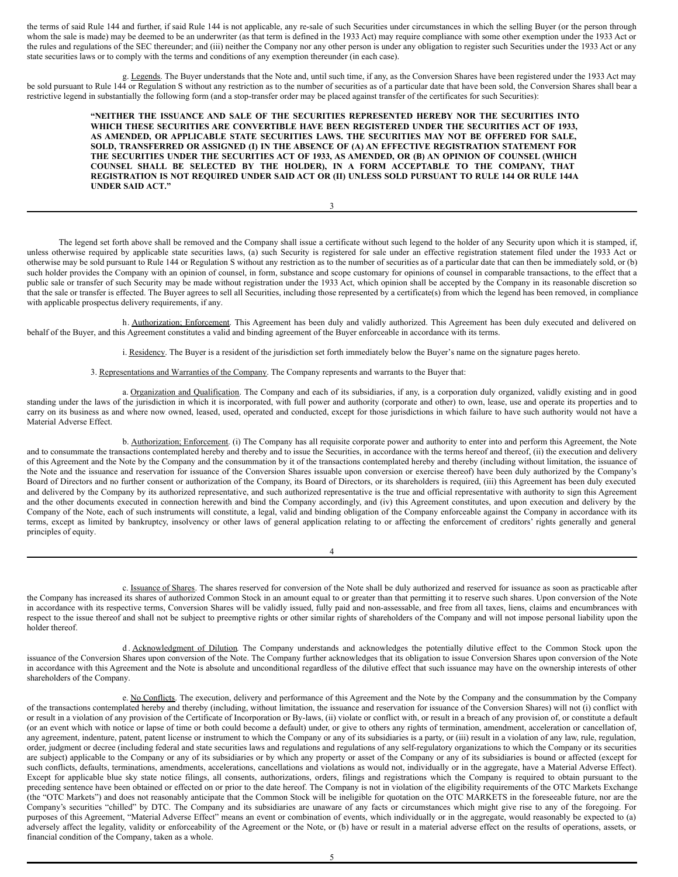the terms of said Rule 144 and further, if said Rule 144 is not applicable, any re-sale of such Securities under circumstances in which the selling Buyer (or the person through whom the sale is made) may be deemed to be an underwriter (as that term is defined in the 1933 Act) may require compliance with some other exemption under the 1933 Act or the rules and regulations of the SEC thereunder; and (iii) neither the Company nor any other person is under any obligation to register such Securities under the 1933 Act or any state securities laws or to comply with the terms and conditions of any exemption thereunder (in each case).

g. Legends. The Buyer understands that the Note and, until such time, if any, as the Conversion Shares have been registered under the 1933 Act may be sold pursuant to Rule 144 or Regulation S without any restriction as to the number of securities as of a particular date that have been sold, the Conversion Shares shall bear a restrictive legend in substantially the following form (and a stop-transfer order may be placed against transfer of the certificates for such Securities):

> **"NEITHER THE ISSUANCE AND SALE OF THE SECURITIES REPRESENTED HEREBY NOR THE SECURITIES INTO WHICH THESE SECURITIES ARE CONVERTIBLE HAVE BEEN REGISTERED UNDER THE SECURITIES ACT OF 1933, AS AMENDED, OR APPLICABLE STATE SECURITIES LAWS. THE SECURITIES MAY NOT BE OFFERED FOR SALE, SOLD, TRANSFERRED OR ASSIGNED (I) IN THE ABSENCE OF (A) AN EFFECTIVE REGISTRATION STATEMENT FOR THE SECURITIES UNDER THE SECURITIES ACT OF 1933, AS AMENDED, OR (B) AN OPINION OF COUNSEL (WHICH COUNSEL SHALL BE SELECTED BY THE HOLDER), IN A FORM ACCEPTABLE TO THE COMPANY, THAT REGISTRATION IS NOT REQUIRED UNDER SAID ACT OR (II) UNLESS SOLD PURSUANT TO RULE 144 OR RULE 144A UNDER SAID ACT."**

The legend set forth above shall be removed and the Company shall issue a certificate without such legend to the holder of any Security upon which it is stamped, if, unless otherwise required by applicable state securities laws, (a) such Security is registered for sale under an effective registration statement filed under the 1933 Act or otherwise may be sold pursuant to Rule 144 or Regulation S without any restriction as to the number of securities as of a particular date that can then be immediately sold, or (b) such holder provides the Company with an opinion of counsel, in form, substance and scope customary for opinions of counsel in comparable transactions, to the effect that a public sale or transfer of such Security may be made without registration under the 1933 Act, which opinion shall be accepted by the Company in its reasonable discretion so that the sale or transfer is effected. The Buyer agrees to sell all Securities, including those represented by a certificate(s) from which the legend has been removed, in compliance with applicable prospectus delivery requirements, if any.

h. Authorization; Enforcement. This Agreement has been duly and validly authorized. This Agreement has been duly executed and delivered on behalf of the Buyer, and this Agreement constitutes a valid and binding agreement of the Buyer enforceable in accordance with its terms.

i. Residency. The Buyer is a resident of the jurisdiction set forth immediately below the Buyer's name on the signature pages hereto.

3. Representations and Warranties of the Company. The Company represents and warrants to the Buyer that:

a. Organization and Qualification. The Company and each of its subsidiaries, if any, is a corporation duly organized, validly existing and in good standing under the laws of the jurisdiction in which it is incorporated, with full power and authority (corporate and other) to own, lease, use and operate its properties and to carry on its business as and where now owned, leased, used, operated and conducted, except for those jurisdictions in which failure to have such authority would not have a Material Adverse Effect.

b. Authorization; Enforcement. (i) The Company has all requisite corporate power and authority to enter into and perform this Agreement, the Note and to consummate the transactions contemplated hereby and thereby and to issue the Securities, in accordance with the terms hereof and thereof, (ii) the execution and delivery of this Agreement and the Note by the Company and the consummation by it of the transactions contemplated hereby and thereby (including without limitation, the issuance of the Note and the issuance and reservation for issuance of the Conversion Shares issuable upon conversion or exercise thereof) have been duly authorized by the Company's Board of Directors and no further consent or authorization of the Company, its Board of Directors, or its shareholders is required, (iii) this Agreement has been duly executed and delivered by the Company by its authorized representative, and such authorized representative is the true and official representative with authority to sign this Agreement and the other documents executed in connection herewith and bind the Company accordingly, and (iv) this Agreement constitutes, and upon execution and delivery by the Company of the Note, each of such instruments will constitute, a legal, valid and binding obligation of the Company enforceable against the Company in accordance with its terms, except as limited by bankruptcy, insolvency or other laws of general application relating to or affecting the enforcement of creditors' rights generally and general principles of equity.

c. Issuance of Shares. The shares reserved for conversion of the Note shall be duly authorized and reserved for issuance as soon as practicable after the Company has increased its shares of authorized Common Stock in an amount equal to or greater than that permitting it to reserve such shares. Upon conversion of the Note in accordance with its respective terms, Conversion Shares will be validly issued, fully paid and non-assessable, and free from all taxes, liens, claims and encumbrances with respect to the issue thereof and shall not be subject to preemptive rights or other similar rights of shareholders of the Company and will not impose personal liability upon the holder thereof.

d. Acknowledgment of Dilution. The Company understands and acknowledges the potentially dilutive effect to the Common Stock upon the issuance of the Conversion Shares upon conversion of the Note. The Company further acknowledges that its obligation to issue Conversion Shares upon conversion of the Note in accordance with this Agreement and the Note is absolute and unconditional regardless of the dilutive effect that such issuance may have on the ownership interests of other shareholders of the Company.

e. No Conflicts. The execution, delivery and performance of this Agreement and the Note by the Company and the consummation by the Company of the transactions contemplated hereby and thereby (including, without limitation, the issuance and reservation for issuance of the Conversion Shares) will not (i) conflict with or result in a violation of any provision of the Certificate of Incorporation or By-laws, (ii) violate or conflict with, or result in a breach of any provision of, or constitute a default (or an event which with notice or lapse of time or both could become a default) under, or give to others any rights of termination, amendment, acceleration or cancellation of, any agreement, indenture, patent, patent license or instrument to which the Company or any of its subsidiaries is a party, or (iii) result in a violation of any law, rule, regulation, order, judgment or decree (including federal and state securities laws and regulations and regulations of any self-regulatory organizations to which the Company or its securities are subject) applicable to the Company or any of its subsidiaries or by which any property or asset of the Company or any of its subsidiaries is bound or affected (except for such conflicts, defaults, terminations, amendments, accelerations, cancellations and violations as would not, individually or in the aggregate, have a Material Adverse Effect). Except for applicable blue sky state notice filings, all consents, authorizations, orders, filings and registrations which the Company is required to obtain pursuant to the preceding sentence have been obtained or effected on or prior to the date hereof. The Company is not in violation of the eligibility requirements of the OTC Markets Exchange (the "OTC Markets") and does not reasonably anticipate that the Common Stock will be ineligible for quotation on the OTC MARKETS in the foreseeable future, nor are the Company's securities "chilled" by DTC. The Company and its subsidiaries are unaware of any facts or circumstances which might give rise to any of the foregoing. For purposes of this Agreement, "Material Adverse Effect" means an event or combination of events, which individually or in the aggregate, would reasonably be expected to (a) adversely affect the legality, validity or enforceability of the Agreement or the Note, or (b) have or result in a material adverse effect on the results of operations, assets, or financial condition of the Company, taken as a whole.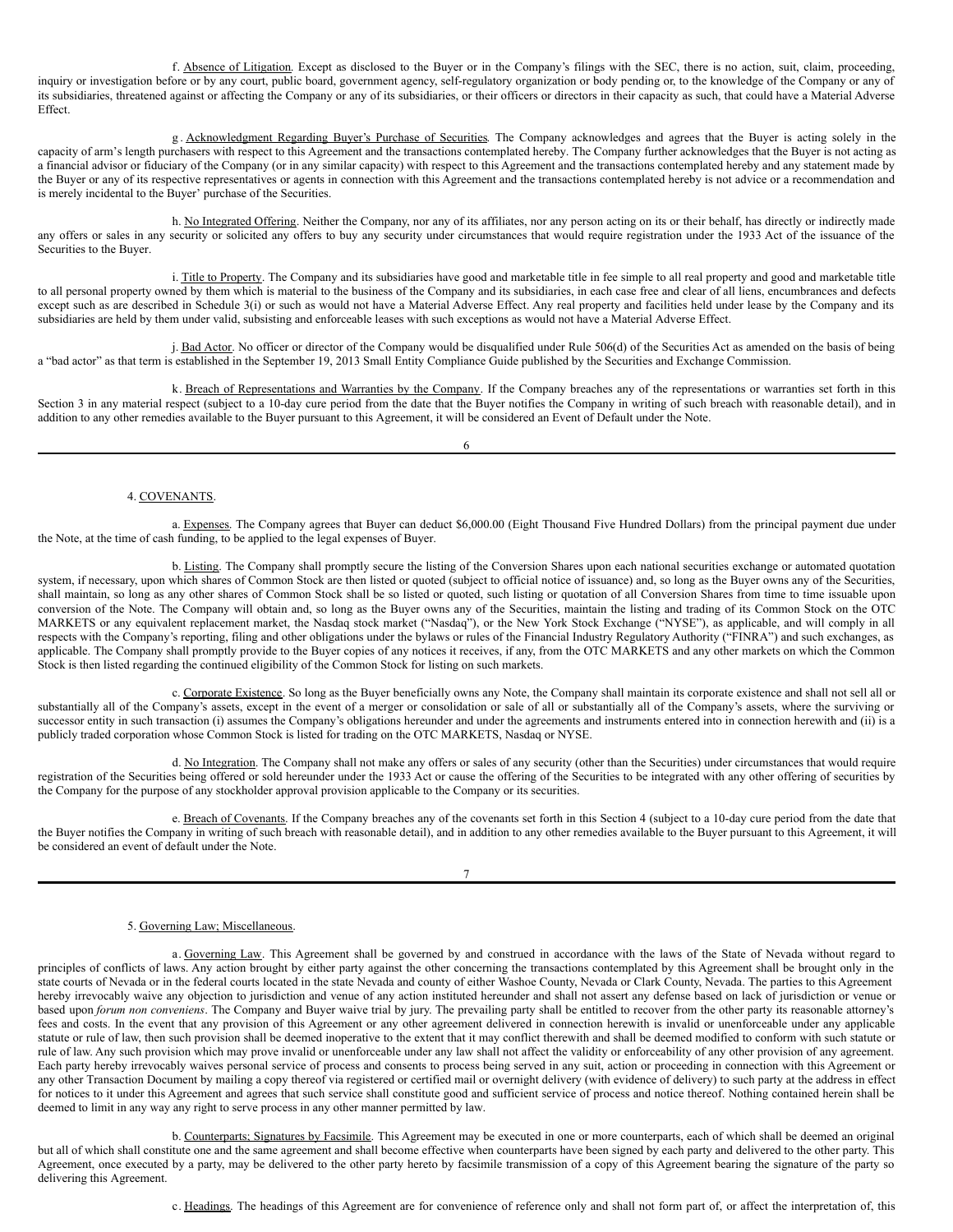f. Absence of Litigation. Except as disclosed to the Buyer or in the Company's filings with the SEC, there is no action, suit, claim, proceeding, inquiry or investigation before or by any court, public board, government agency, self-regulatory organization or body pending or, to the knowledge of the Company or any of its subsidiaries, threatened against or affecting the Company or any of its subsidiaries, or their officers or directors in their capacity as such, that could have a Material Adverse Effect.

g. Acknowledgment Regarding Buyer's Purchase of Securities. The Company acknowledges and agrees that the Buyer is acting solely in the capacity of arm's length purchasers with respect to this Agreement and the transactions contemplated hereby. The Company further acknowledges that the Buyer is not acting as a financial advisor or fiduciary of the Company (or in any similar capacity) with respect to this Agreement and the transactions contemplated hereby and any statement made by the Buyer or any of its respective representatives or agents in connection with this Agreement and the transactions contemplated hereby is not advice or a recommendation and is merely incidental to the Buyer' purchase of the Securities.

h. No Integrated Offering. Neither the Company, nor any of its affiliates, nor any person acting on its or their behalf, has directly or indirectly made any offers or sales in any security or solicited any offers to buy any security under circumstances that would require registration under the 1933 Act of the issuance of the Securities to the Buyer.

i. Title to Property. The Company and its subsidiaries have good and marketable title in fee simple to all real property and good and marketable title to all personal property owned by them which is material to the business of the Company and its subsidiaries, in each case free and clear of all liens, encumbrances and defects except such as are described in Schedule 3(i) or such as would not have a Material Adverse Effect. Any real property and facilities held under lease by the Company and its subsidiaries are held by them under valid, subsisting and enforceable leases with such exceptions as would not have a Material Adverse Effect.

j. Bad Actor. No officer or director of the Company would be disqualified under Rule 506(d) of the Securities Act as amended on the basis of being a "bad actor" as that term is established in the September 19, 2013 Small Entity Compliance Guide published by the Securities and Exchange Commission.

k. Breach of Representations and Warranties by the Company. If the Company breaches any of the representations or warranties set forth in this Section 3 in any material respect (subject to a 10-day cure period from the date that the Buyer notifies the Company in writing of such breach with reasonable detail), and in addition to any other remedies available to the Buyer pursuant to this Agreement, it will be considered an Event of Default under the Note.

4. COVENANTS.

a. Expenses. The Company agrees that Buyer can deduct $6,000.00 (Eight Thousand Five Hundred Dollars) from the principal payment due under the Note, at the time of cash funding, to be applied to the legal expenses of Buyer.

b. Listing. The Company shall promptly secure the listing of the Conversion Shares upon each national securities exchange or automated quotation system, if necessary, upon which shares of Common Stock are then listed or quoted (subject to official notice of issuance) and, so long as the Buyer owns any of the Securities, shall maintain, so long as any other shares of Common Stock shall be so listed or quoted, such listing or quotation of all Conversion Shares from time to time issuable upon conversion of the Note. The Company will obtain and, so long as the Buyer owns any of the Securities, maintain the listing and trading of its Common Stock on the OTC MARKETS or any equivalent replacement market, the Nasdaq stock market ("Nasdaq"), or the New York Stock Exchange ("NYSE"), as applicable, and will comply in all respects with the Company's reporting, filing and other obligations under the bylaws or rules of the Financial Industry Regulatory Authority ("FINRA") and such exchanges, as applicable. The Company shall promptly provide to the Buyer copies of any notices it receives, if any, from the OTC MARKETS and any other markets on which the Common Stock is then listed regarding the continued eligibility of the Common Stock for listing on such markets.

c. Corporate Existence. So long as the Buyer beneficially owns any Note, the Company shall maintain its corporate existence and shall not sell all or substantially all of the Company's assets, except in the event of a merger or consolidation or sale of all or substantially all of the Company's assets, where the surviving or successor entity in such transaction (i) assumes the Company's obligations hereunder and under the agreements and instruments entered into in connection herewith and (ii) is a publicly traded corporation whose Common Stock is listed for trading on the OTC MARKETS, Nasdaq or NYSE.

d. No Integration. The Company shall not make any offers or sales of any security (other than the Securities) under circumstances that would require registration of the Securities being offered or sold hereunder under the 1933 Act or cause the offering of the Securities to be integrated with any other offering of securities by the Company for the purpose of any stockholder approval provision applicable to the Company or its securities.

e. Breach of Covenants. If the Company breaches any of the covenants set forth in this Section 4 (subject to a 10-day cure period from the date that the Buyer notifies the Company in writing of such breach with reasonable detail), and in addition to any other remedies available to the Buyer pursuant to this Agreement, it will be considered an event of default under the Note.

5. Governing Law; Miscellaneous.

a. Governing Law. This Agreement shall be governed by and construed in accordance with the laws of the State of Nevada without regard to principles of conflicts of laws. Any action brought by either party against the other concerning the transactions contemplated by this Agreement shall be brought only in the state courts of Nevada or in the federal courts located in the state Nevada and county of either Washoe County, Nevada or Clark County, Nevada. The parties to this Agreement hereby irrevocably waive any objection to jurisdiction and venue of any action instituted hereunder and shall not assert any defense based on lack of jurisdiction or venue or based upon *forum non conveniens*. The Company and Buyer waive trial by jury. The prevailing party shall be entitled to recover from the other party its reasonable attorney's fees and costs. In the event that any provision of this Agreement or any other agreement delivered in connection herewith is invalid or unenforceable under any applicable statute or rule of law, then such provision shall be deemed inoperative to the extent that it may conflict therewith and shall be deemed modified to conform with such statute or rule of law. Any such provision which may prove invalid or unenforceable under any law shall not affect the validity or enforceability of any other provision of any agreement. Each party hereby irrevocably waives personal service of process and consents to process being served in any suit, action or proceeding in connection with this Agreement or any other Transaction Document by mailing a copy thereof via registered or certified mail or overnight delivery (with evidence of delivery) to such party at the address in effect for notices to it under this Agreement and agrees that such service shall constitute good and sufficient service of process and notice thereof. Nothing contained herein shall be deemed to limit in any way any right to serve process in any other manner permitted by law.

b. Counterparts; Signatures by Facsimile. This Agreement may be executed in one or more counterparts, each of which shall be deemed an original but all of which shall constitute one and the same agreement and shall become effective when counterparts have been signed by each party and delivered to the other party. This Agreement, once executed by a party, may be delivered to the other party hereto by facsimile transmission of a copy of this Agreement bearing the signature of the party so delivering this Agreement.

c. Headings. The headings of this Agreement are for convenience of reference only and shall not form part of, or affect the interpretation of, this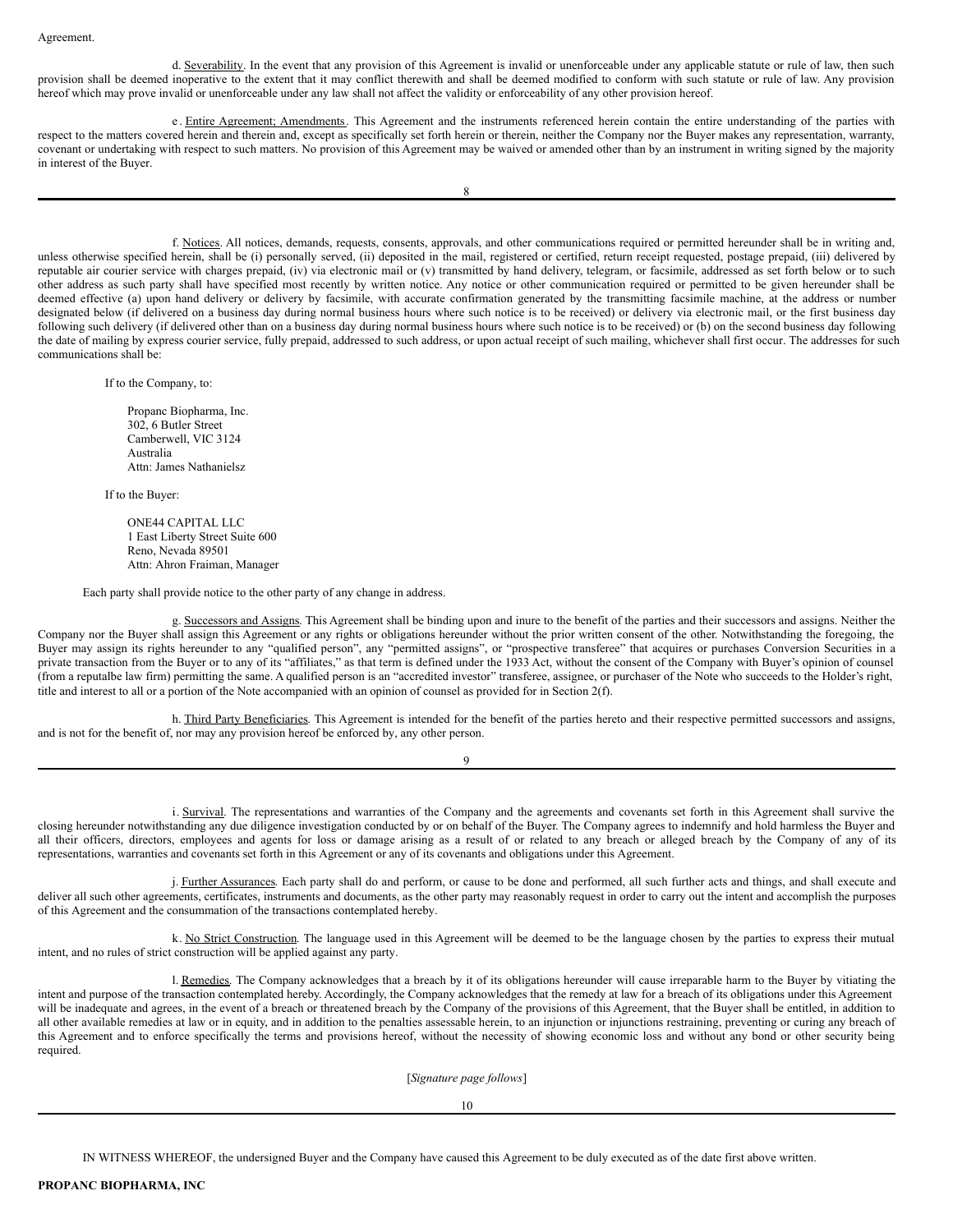Agreement.

d. Severability. In the event that any provision of this Agreement is invalid or unenforceable under any applicable statute or rule of law, then such provision shall be deemed inoperative to the extent that it may conflict therewith and shall be deemed modified to conform with such statute or rule of law. Any provision hereof which may prove invalid or unenforceable under any law shall not affect the validity or enforceability of any other provision hereof.

e. Entire Agreement; Amendments. This Agreement and the instruments referenced herein contain the entire understanding of the parties with respect to the matters covered herein and therein and, except as specifically set forth herein or therein, neither the Company nor the Buyer makes any representation, warranty, covenant or undertaking with respect to such matters. No provision of this Agreement may be waived or amended other than by an instrument in writing signed by the majority in interest of the Buyer.

f. Notices. All notices, demands, requests, consents, approvals, and other communications required or permitted hereunder shall be in writing and, unless otherwise specified herein, shall be (i) personally served, (ii) deposited in the mail, registered or certified, return receipt requested, postage prepaid, (iii) delivered by reputable air courier service with charges prepaid, (iv) via electronic mail or (v) transmitted by hand delivery, telegram, or facsimile, addressed as set forth below or to such other address as such party shall have specified most recently by written notice. Any notice or other communication required or permitted to be given hereunder shall be deemed effective (a) upon hand delivery or delivery by facsimile, with accurate confirmation generated by the transmitting facsimile machine, at the address or number designated below (if delivered on a business day during normal business hours where such notice is to be received) or delivery via electronic mail, or the first business day following such delivery (if delivered other than on a business day during normal business hours where such notice is to be received) or (b) on the second business day following the date of mailing by express courier service, fully prepaid, addressed to such address, or upon actual receipt of such mailing, whichever shall first occur. The addresses for such communications shall be:

If to the Company, to:

Propanc Biopharma, Inc.
302, 6 Butler Street
Camberwell, VIC 3124
Australia
Attn: James Nathanielsz

If to the Buyer:

ONE44 CAPITAL LLC
1 East Liberty Street Suite 600
Reno, Nevada 89501
Attn: Ahron Fraiman, Manager

Each party shall provide notice to the other party of any change in address.

g. Successors and Assigns. This Agreement shall be binding upon and inure to the benefit of the parties and their successors and assigns. Neither the Company nor the Buyer shall assign this Agreement or any rights or obligations hereunder without the prior written consent of the other. Notwithstanding the foregoing, the Buyer may assign its rights hereunder to any "qualified person", any "permitted assigns", or "prospective transferee" that acquires or purchases Conversion Securities in a private transaction from the Buyer or to any of its "affiliates," as that term is defined under the 1933 Act, without the consent of the Company with Buyer's opinion of counsel (from a reputalbe law firm) permitting the same. A qualified person is an "accredited investor" transferee, assignee, or purchaser of the Note who succeeds to the Holder's right, title and interest to all or a portion of the Note accompanied with an opinion of counsel as provided for in Section 2(f).

h. Third Party Beneficiaries. This Agreement is intended for the benefit of the parties hereto and their respective permitted successors and assigns, and is not for the benefit of, nor may any provision hereof be enforced by, any other person.

i. Survival. The representations and warranties of the Company and the agreements and covenants set forth in this Agreement shall survive the closing hereunder notwithstanding any due diligence investigation conducted by or on behalf of the Buyer. The Company agrees to indemnify and hold harmless the Buyer and all their officers, directors, employees and agents for loss or damage arising as a result of or related to any breach or alleged breach by the Company of any of its representations, warranties and covenants set forth in this Agreement or any of its covenants and obligations under this Agreement.

j. Further Assurances. Each party shall do and perform, or cause to be done and performed, all such further acts and things, and shall execute and deliver all such other agreements, certificates, instruments and documents, as the other party may reasonably request in order to carry out the intent and accomplish the purposes of this Agreement and the consummation of the transactions contemplated hereby.

k. No Strict Construction. The language used in this Agreement will be deemed to be the language chosen by the parties to express their mutual intent, and no rules of strict construction will be applied against any party.

l. Remedies. The Company acknowledges that a breach by it of its obligations hereunder will cause irreparable harm to the Buyer by vitiating the intent and purpose of the transaction contemplated hereby. Accordingly, the Company acknowledges that the remedy at law for a breach of its obligations under this Agreement will be inadequate and agrees, in the event of a breach or threatened breach by the Company of the provisions of this Agreement, that the Buyer shall be entitled, in addition to all other available remedies at law or in equity, and in addition to the penalties assessable herein, to an injunction or injunctions restraining, preventing or curing any breach of this Agreement and to enforce specifically the terms and provisions hereof, without the necessity of showing economic loss and without any bond or other security being required.

[*Signature page follows*]

IN WITNESS WHEREOF, the undersigned Buyer and the Company have caused this Agreement to be duly executed as of the date first above written.

**PROPANC BIOPHARMA, INC**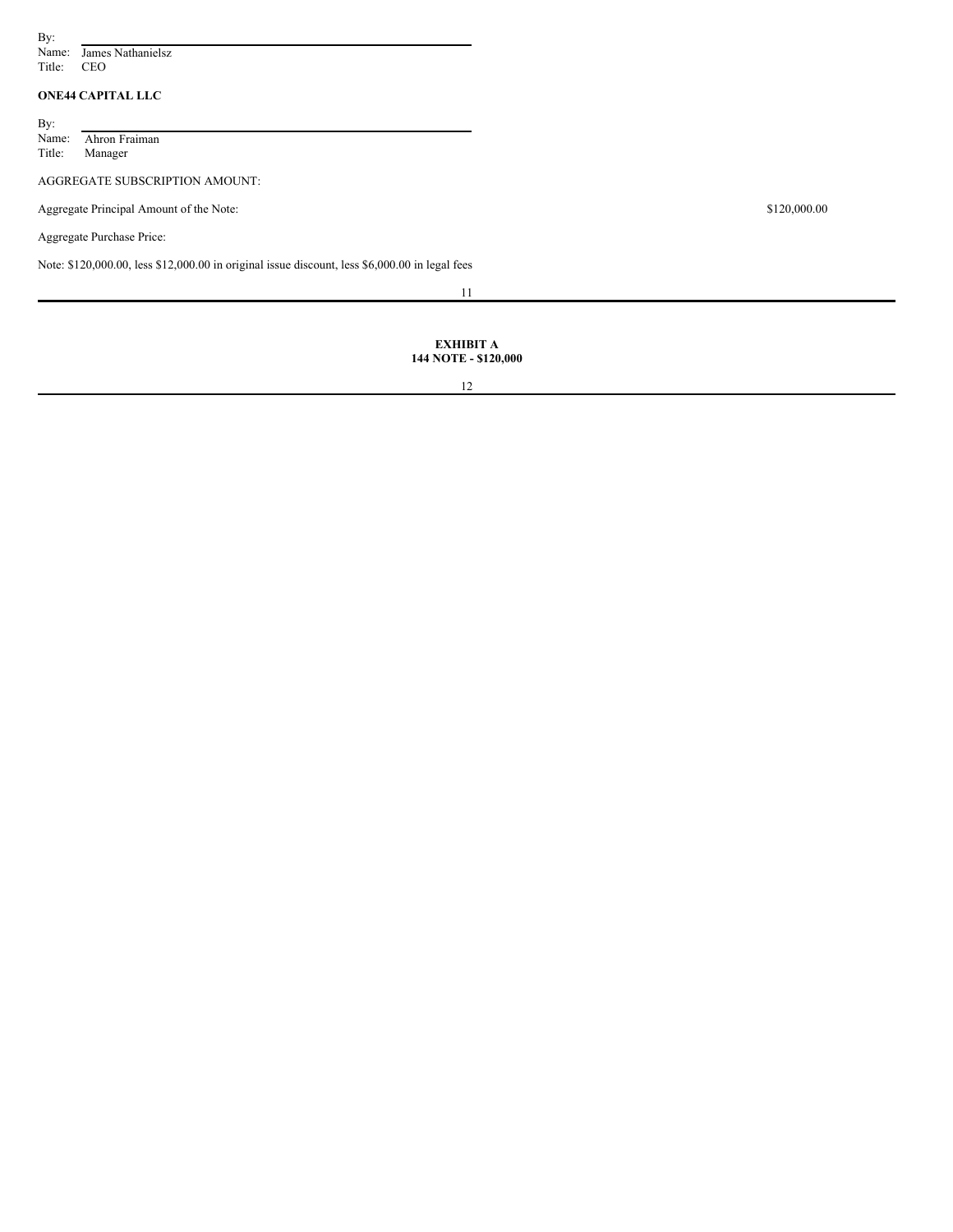By: \_\_\_\_\_\_\_\_\_\_\_\_\_\_\_\_\_\_\_\_\_\_\_\_\_\_\_\_\_\_
Name: James Nathanielsz
Title: CEO

**ONE44 CAPITAL LLC**

By: \_\_\_\_\_\_\_\_\_\_\_\_\_\_\_\_\_\_\_\_\_\_\_\_\_\_\_\_\_\_
Name: Ahron Fraiman
Title: Manager

AGGREGATE SUBSCRIPTION AMOUNT:

| | |
|---|---|
| Aggregate Principal Amount of the Note: | $120,000.00 |
| Aggregate Purchase Price: | |

Note: $120,000.00, less $12,000.00 in original issue discount, less $6,000.00 in legal fees

**EXHIBIT A**
**144 NOTE - $120,000**